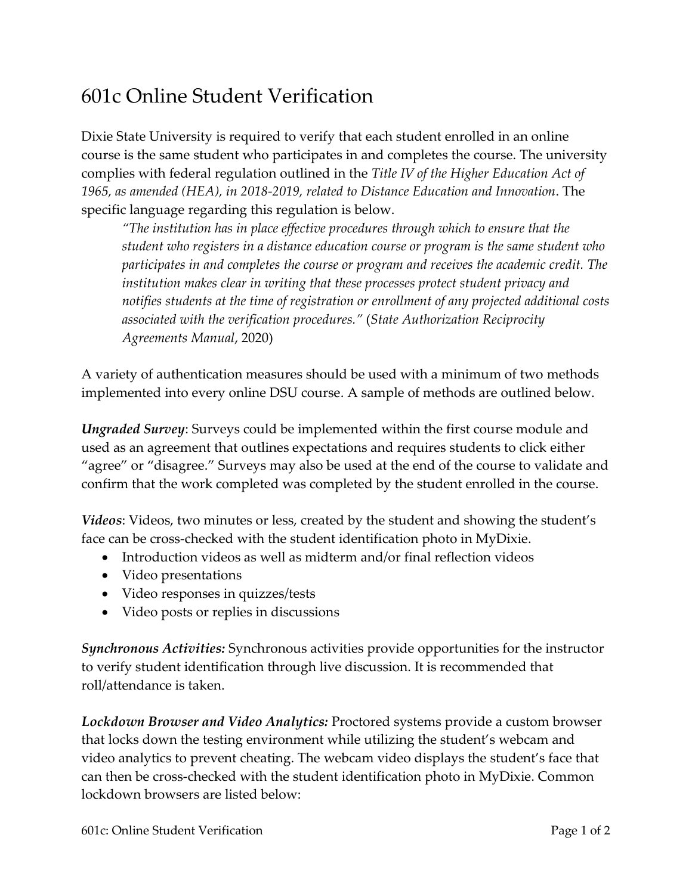# 601c Online Student Verification

Dixie State University is required to verify that each student enrolled in an online course is the same student who participates in and completes the course. The university complies with federal regulation outlined in the *Title IV of the Higher Education Act of 1965, as amended (HEA), in 2018-2019, related to Distance Education and Innovation*. The specific language regarding this regulation is below.

> *"The institution has in place effective procedures through which to ensure that the student who registers in a distance education course or program is the same student who participates in and completes the course or program and receives the academic credit. The institution makes clear in writing that these processes protect student privacy and notifies students at the time of registration or enrollment of any projected additional costs associated with the verification procedures."* (*State Authorization Reciprocity Agreements Manual*, 2020)

A variety of authentication measures should be used with a minimum of two methods implemented into every online DSU course. A sample of methods are outlined below.

***Ungraded Survey***: Surveys could be implemented within the first course module and used as an agreement that outlines expectations and requires students to click either "agree" or "disagree." Surveys may also be used at the end of the course to validate and confirm that the work completed was completed by the student enrolled in the course.

***Videos***: Videos, two minutes or less, created by the student and showing the student's face can be cross-checked with the student identification photo in MyDixie.

- Introduction videos as well as midterm and/or final reflection videos
- Video presentations
- Video responses in quizzes/tests
- Video posts or replies in discussions

***Synchronous Activities:*** Synchronous activities provide opportunities for the instructor to verify student identification through live discussion. It is recommended that roll/attendance is taken.

***Lockdown Browser and Video Analytics:*** Proctored systems provide a custom browser that locks down the testing environment while utilizing the student's webcam and video analytics to prevent cheating. The webcam video displays the student's face that can then be cross-checked with the student identification photo in MyDixie. Common lockdown browsers are listed below: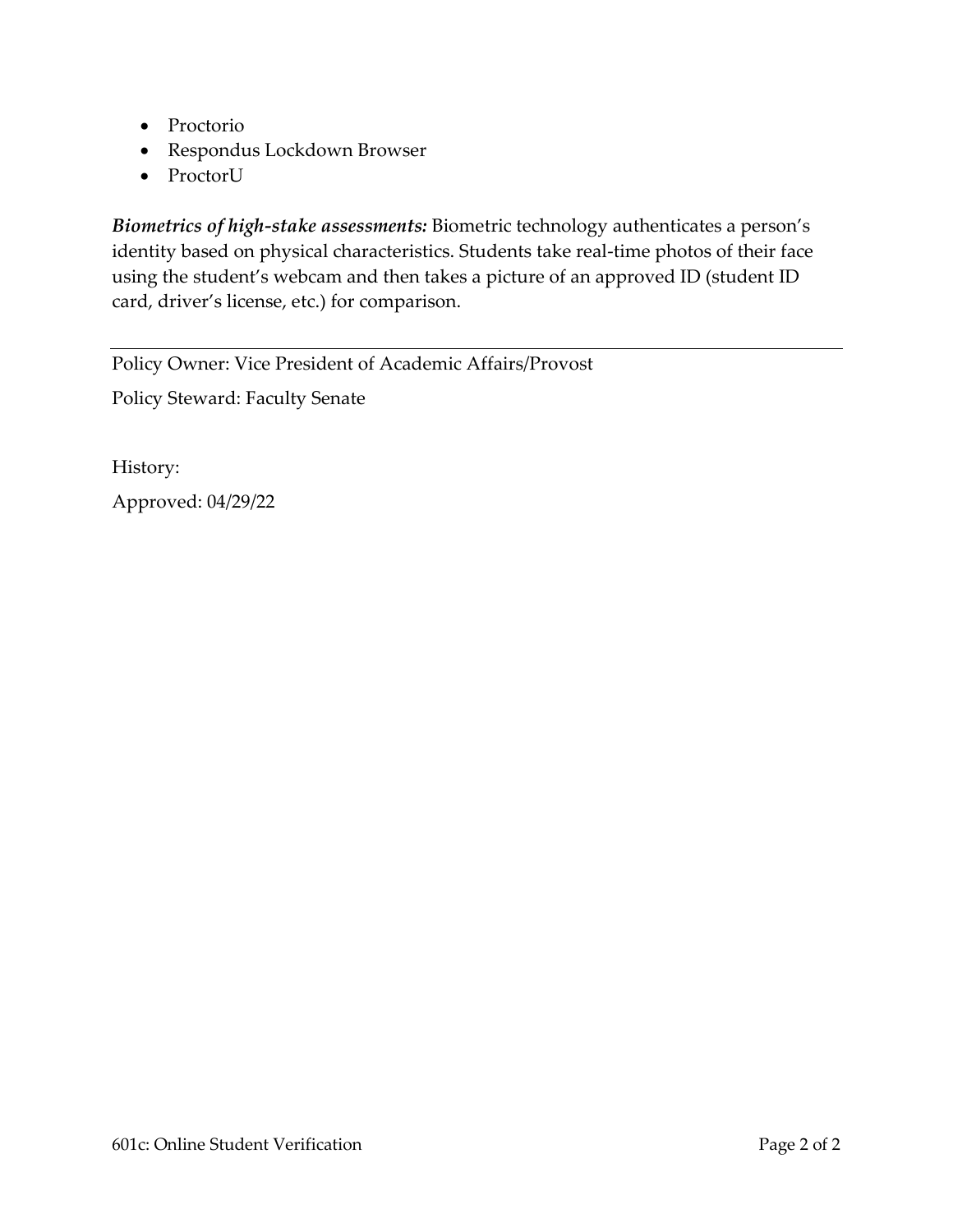- Proctorio
- Respondus Lockdown Browser
- ProctorU

***Biometrics of high-stake assessments:*** Biometric technology authenticates a person's identity based on physical characteristics. Students take real-time photos of their face using the student's webcam and then takes a picture of an approved ID (student ID card, driver's license, etc.) for comparison.

---

Policy Owner: Vice President of Academic Affairs/Provost

Policy Steward: Faculty Senate

History:

Approved: 04/29/22